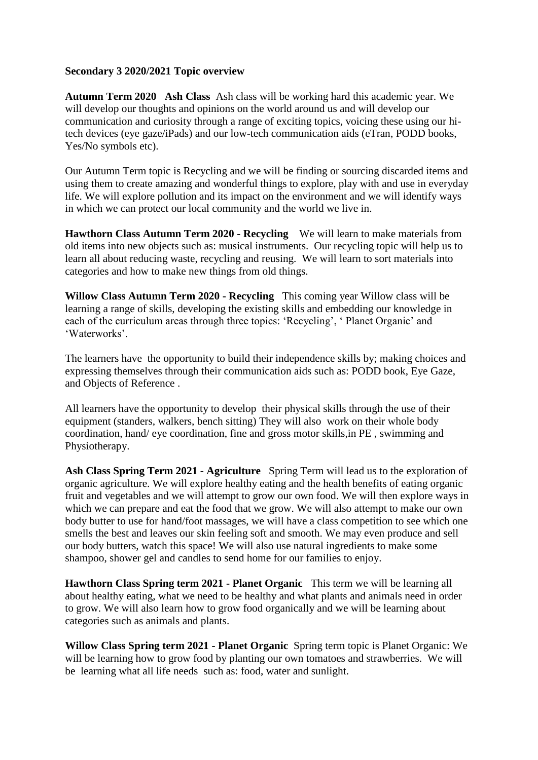**Secondary 3 2020/2021 Topic overview**

**Autumn Term 2020 Ash Class** Ash class will be working hard this academic year. We will develop our thoughts and opinions on the world around us and will develop our communication and curiosity through a range of exciting topics, voicing these using our hi-tech devices (eye gaze/iPads) and our low-tech communication aids (eTran, PODD books, Yes/No symbols etc).

Our Autumn Term topic is Recycling and we will be finding or sourcing discarded items and using them to create amazing and wonderful things to explore, play with and use in everyday life. We will explore pollution and its impact on the environment and we will identify ways in which we can protect our local community and the world we live in.

**Hawthorn Class Autumn Term 2020 - Recycling** We will learn to make materials from old items into new objects such as: musical instruments. Our recycling topic will help us to learn all about reducing waste, recycling and reusing. We will learn to sort materials into categories and how to make new things from old things.

**Willow Class Autumn Term 2020 - Recycling** This coming year Willow class will be learning a range of skills, developing the existing skills and embedding our knowledge in each of the curriculum areas through three topics: 'Recycling', ' Planet Organic' and 'Waterworks'.

The learners have the opportunity to build their independence skills by; making choices and expressing themselves through their communication aids such as: PODD book, Eye Gaze, and Objects of Reference .

All learners have the opportunity to develop their physical skills through the use of their equipment (standers, walkers, bench sitting) They will also work on their whole body coordination, hand/ eye coordination, fine and gross motor skills,in PE , swimming and Physiotherapy.

**Ash Class Spring Term 2021 - Agriculture** Spring Term will lead us to the exploration of organic agriculture. We will explore healthy eating and the health benefits of eating organic fruit and vegetables and we will attempt to grow our own food. We will then explore ways in which we can prepare and eat the food that we grow. We will also attempt to make our own body butter to use for hand/foot massages, we will have a class competition to see which one smells the best and leaves our skin feeling soft and smooth. We may even produce and sell our body butters, watch this space! We will also use natural ingredients to make some shampoo, shower gel and candles to send home for our families to enjoy.

**Hawthorn Class Spring term 2021 - Planet Organic** This term we will be learning all about healthy eating, what we need to be healthy and what plants and animals need in order to grow. We will also learn how to grow food organically and we will be learning about categories such as animals and plants.

**Willow Class Spring term 2021 - Planet Organic** Spring term topic is Planet Organic: We will be learning how to grow food by planting our own tomatoes and strawberries. We will be learning what all life needs such as: food, water and sunlight.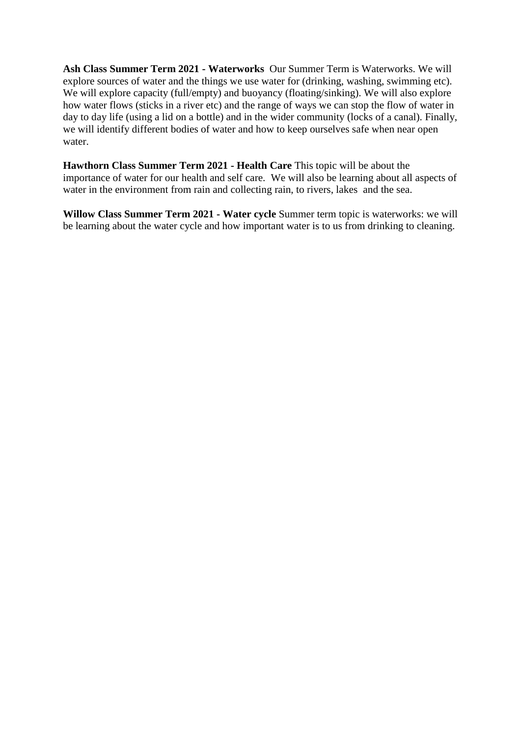**Ash Class Summer Term 2021 - Waterworks** Our Summer Term is Waterworks. We will explore sources of water and the things we use water for (drinking, washing, swimming etc). We will explore capacity (full/empty) and buoyancy (floating/sinking). We will also explore how water flows (sticks in a river etc) and the range of ways we can stop the flow of water in day to day life (using a lid on a bottle) and in the wider community (locks of a canal). Finally, we will identify different bodies of water and how to keep ourselves safe when near open water.

**Hawthorn Class Summer Term 2021 - Health Care** This topic will be about the importance of water for our health and self care. We will also be learning about all aspects of water in the environment from rain and collecting rain, to rivers, lakes and the sea.

**Willow Class Summer Term 2021 - Water cycle** Summer term topic is waterworks: we will be learning about the water cycle and how important water is to us from drinking to cleaning.